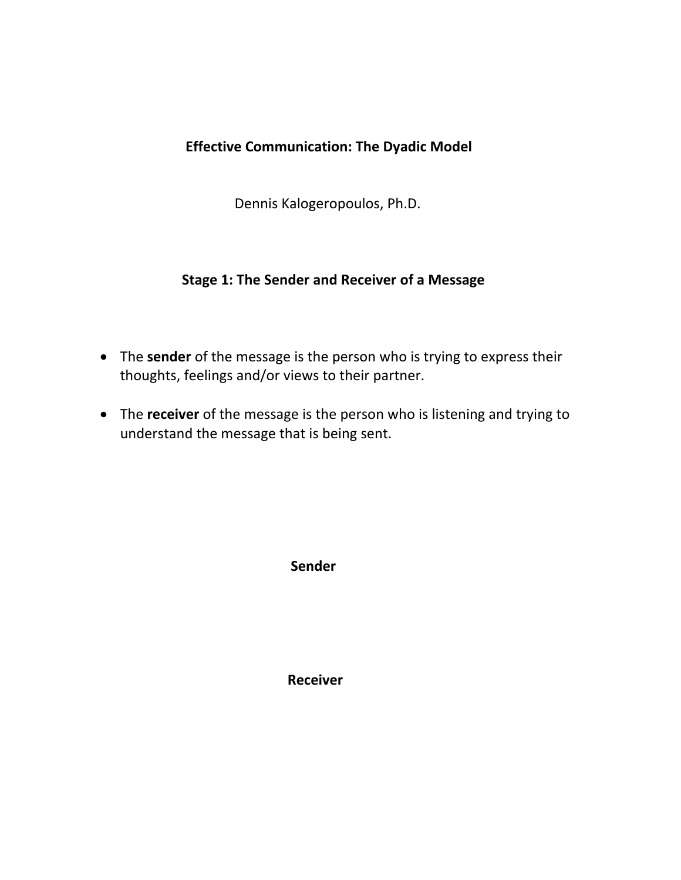# Effective Communication: The Dyadic Model

Dennis Kalogeropoulos, Ph.D.

## Stage 1: The Sender and Receiver of a Message

- The **sender** of the message is the person who is trying to express their thoughts, feelings and/or views to their partner.
- The **receiver** of the message is the person who is listening and trying to understand the message that is being sent.

**Sender**

**Receiver**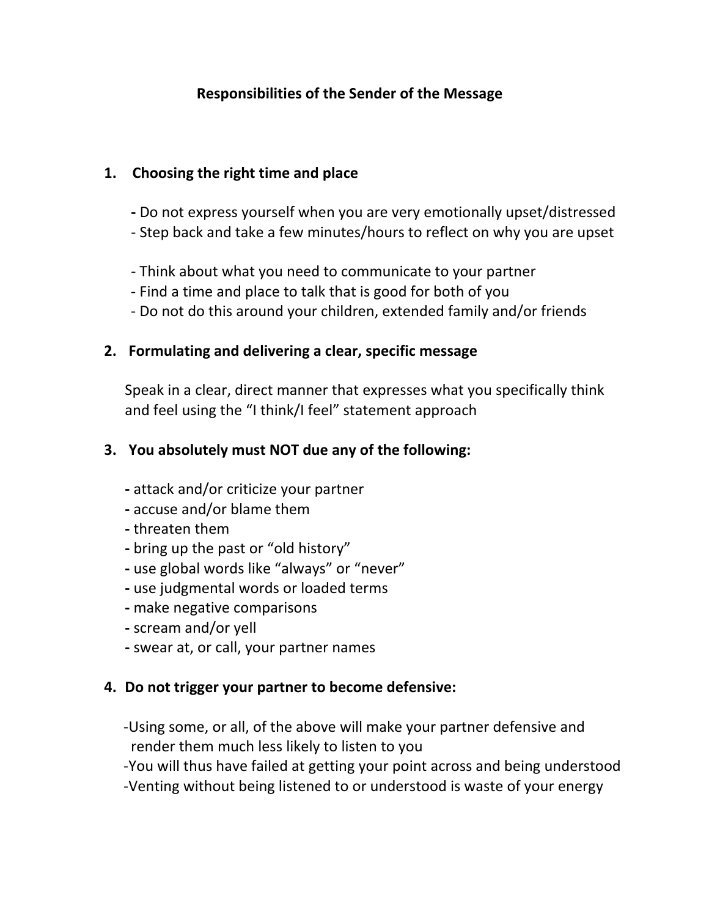## Responsibilities of the Sender of the Message

### 1. Choosing the right time and place

- Do not express yourself when you are very emotionally upset/distressed
- Step back and take a few minutes/hours to reflect on why you are upset

- Think about what you need to communicate to your partner
- Find a time and place to talk that is good for both of you
- Do not do this around your children, extended family and/or friends

### 2. Formulating and delivering a clear, specific message

Speak in a clear, direct manner that expresses what you specifically think and feel using the "I think/I feel" statement approach

### 3. You absolutely must NOT due any of the following:

- attack and/or criticize your partner
- accuse and/or blame them
- threaten them
- bring up the past or "old history"
- use global words like "always" or "never"
- use judgmental words or loaded terms
- make negative comparisons
- scream and/or yell
- swear at, or call, your partner names

### 4. Do not trigger your partner to become defensive:

- Using some, or all, of the above will make your partner defensive and render them much less likely to listen to you
- You will thus have failed at getting your point across and being understood
- Venting without being listened to or understood is waste of your energy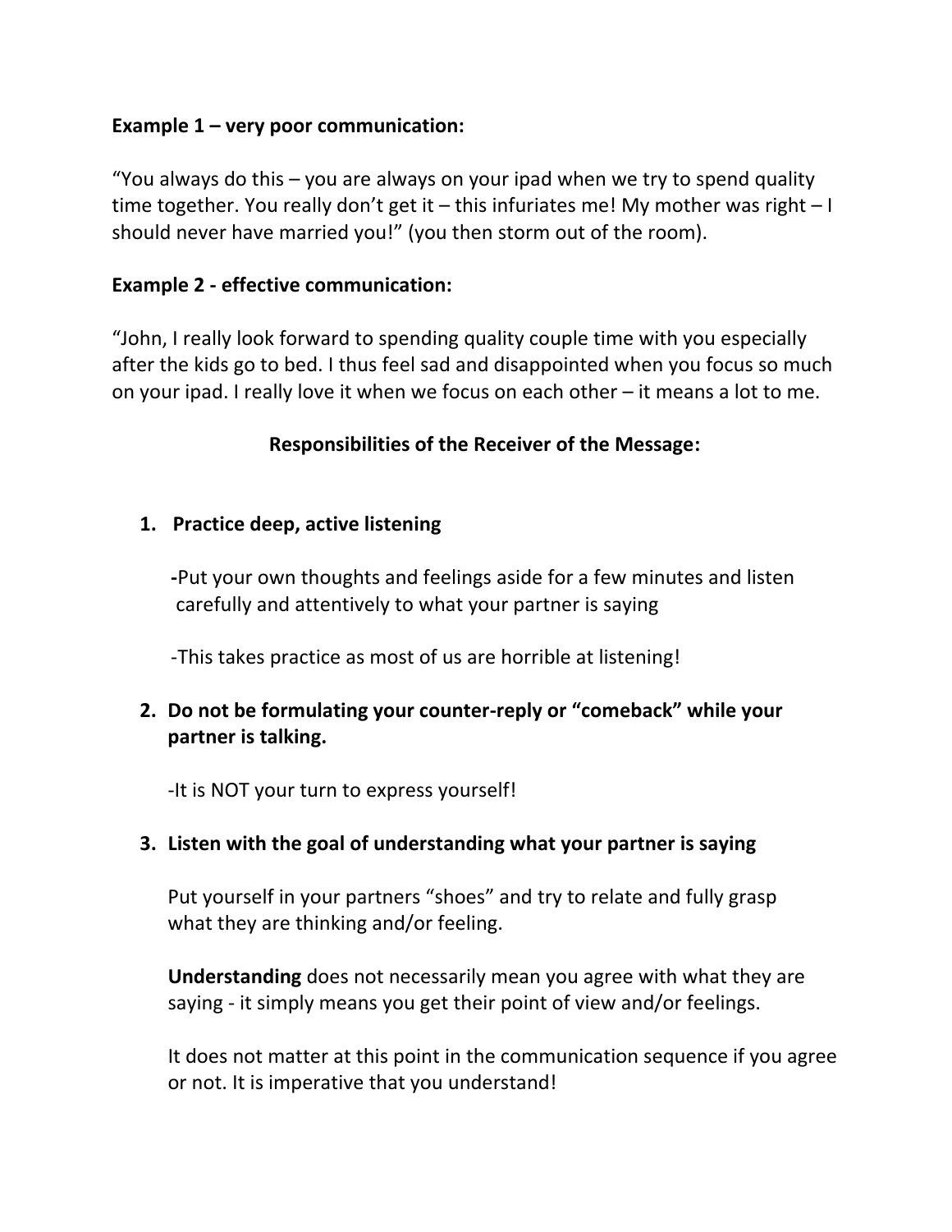**Example 1 – very poor communication:**

“You always do this – you are always on your ipad when we try to spend quality time together. You really don’t get it – this infuriates me! My mother was right – I should never have married you!” (you then storm out of the room).

**Example 2 - effective communication:**

“John, I really look forward to spending quality couple time with you especially after the kids go to bed. I thus feel sad and disappointed when you focus so much on your ipad. I really love it when we focus on each other – it means a lot to me.

**Responsibilities of the Receiver of the Message:**

1. **Practice deep, active listening**

   **-**Put your own thoughts and feelings aside for a few minutes and listen carefully and attentively to what your partner is saying

   -This takes practice as most of us are horrible at listening!

2. **Do not be formulating your counter-reply or “comeback” while your partner is talking.**

   -It is NOT your turn to express yourself!

3. **Listen with the goal of understanding what your partner is saying**

   Put yourself in your partners “shoes” and try to relate and fully grasp what they are thinking and/or feeling.

   **Understanding** does not necessarily mean you agree with what they are saying - it simply means you get their point of view and/or feelings.

   It does not matter at this point in the communication sequence if you agree or not. It is imperative that you understand!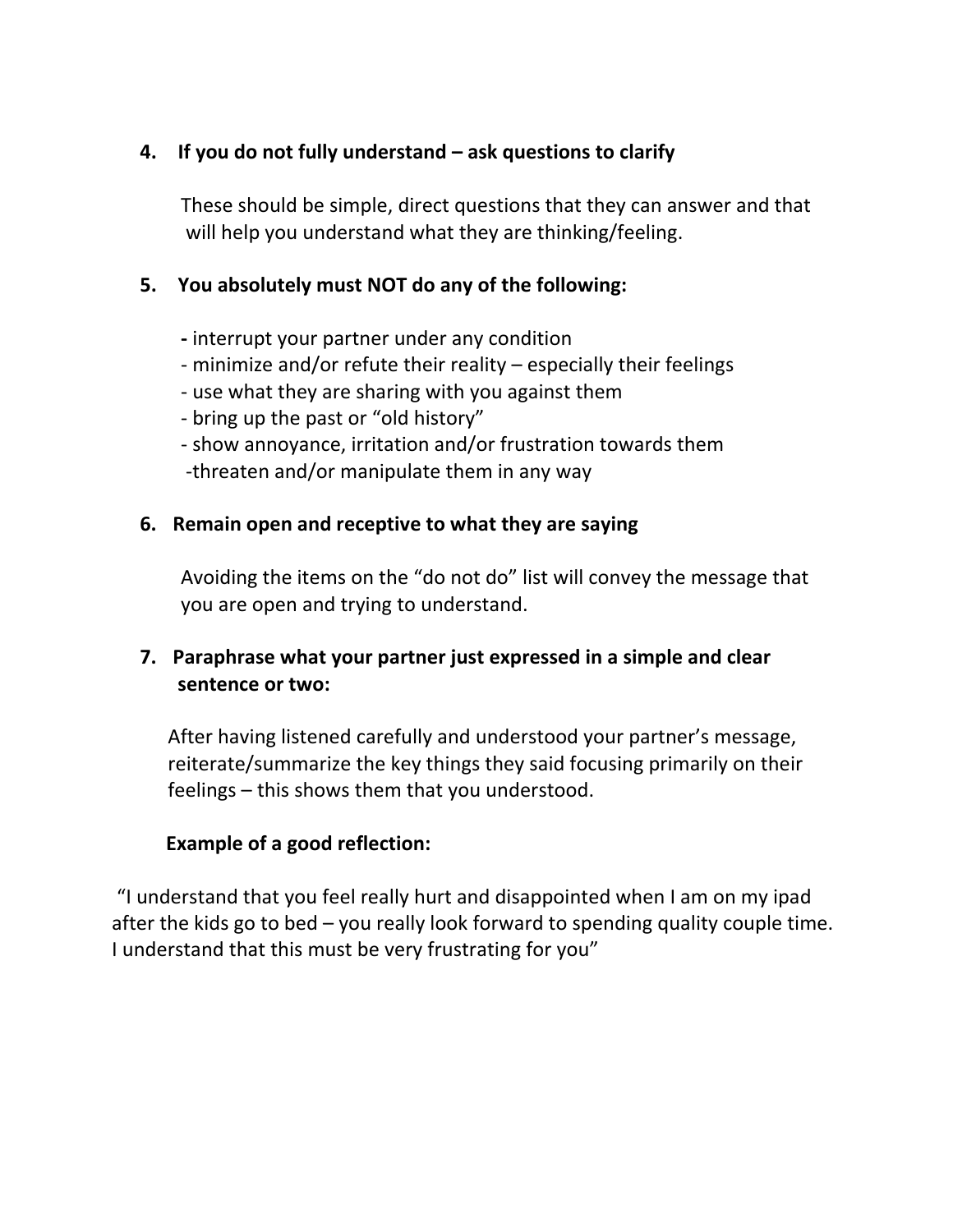4. **If you do not fully understand – ask questions to clarify**

   These should be simple, direct questions that they can answer and that will help you understand what they are thinking/feeling.

5. **You absolutely must NOT do any of the following:**

   - interrupt your partner under any condition
   - minimize and/or refute their reality – especially their feelings
   - use what they are sharing with you against them
   - bring up the past or "old history"
   - show annoyance, irritation and/or frustration towards them
   - threaten and/or manipulate them in any way

6. **Remain open and receptive to what they are saying**

   Avoiding the items on the "do not do" list will convey the message that you are open and trying to understand.

7. **Paraphrase what your partner just expressed in a simple and clear sentence or two:**

   After having listened carefully and understood your partner's message, reiterate/summarize the key things they said focusing primarily on their feelings – this shows them that you understood.

   **Example of a good reflection:**

"I understand that you feel really hurt and disappointed when I am on my ipad after the kids go to bed – you really look forward to spending quality couple time. I understand that this must be very frustrating for you"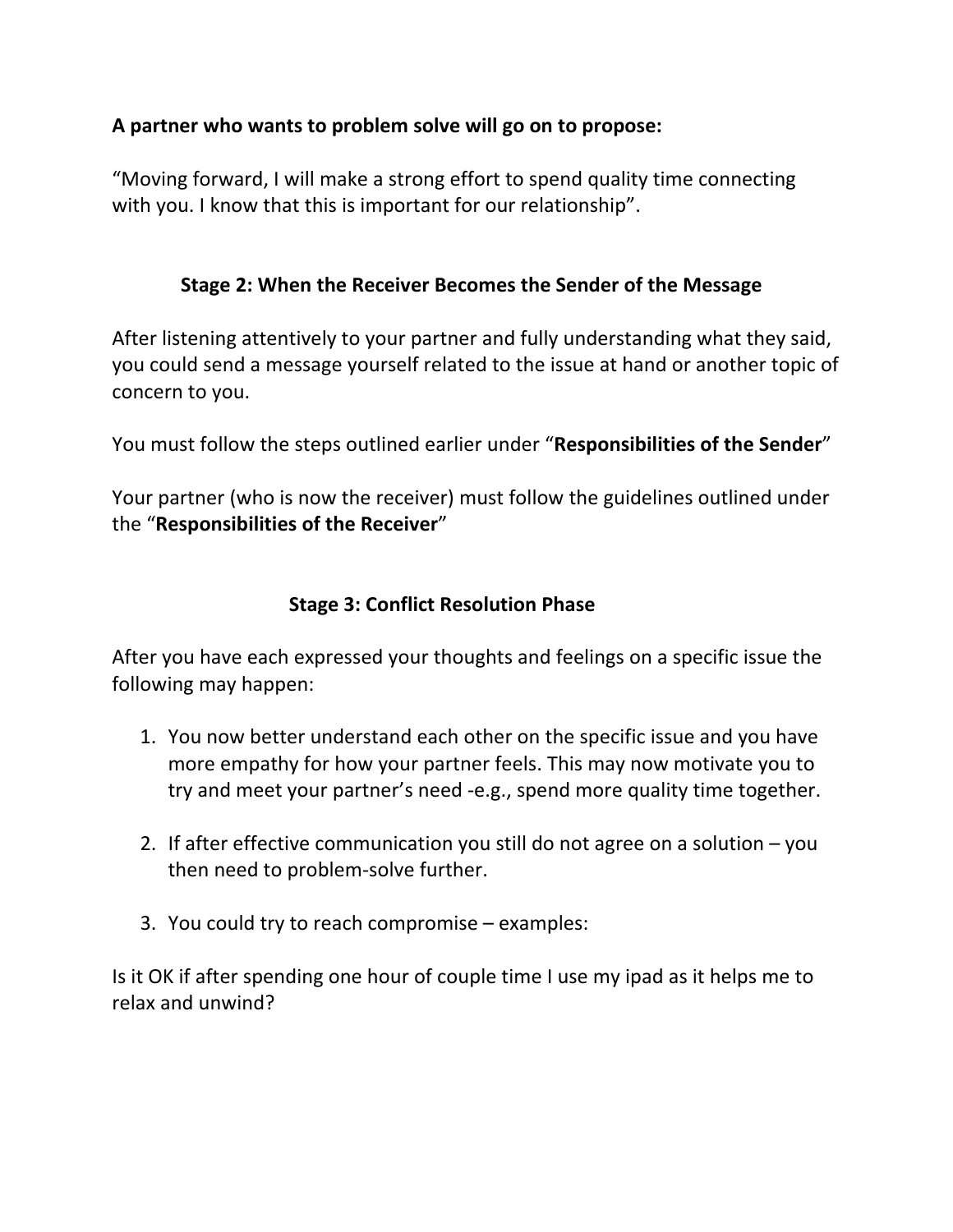**A partner who wants to problem solve will go on to propose:**

“Moving forward, I will make a strong effort to spend quality time connecting with you. I know that this is important for our relationship”.

## Stage 2: When the Receiver Becomes the Sender of the Message

After listening attentively to your partner and fully understanding what they said, you could send a message yourself related to the issue at hand or another topic of concern to you.

You must follow the steps outlined earlier under “**Responsibilities of the Sender**”

Your partner (who is now the receiver) must follow the guidelines outlined under the “**Responsibilities of the Receiver**”

## Stage 3: Conflict Resolution Phase

After you have each expressed your thoughts and feelings on a specific issue the following may happen:

1. You now better understand each other on the specific issue and you have more empathy for how your partner feels. This may now motivate you to try and meet your partner’s need -e.g., spend more quality time together.

2. If after effective communication you still do not agree on a solution – you then need to problem-solve further.

3. You could try to reach compromise – examples:

Is it OK if after spending one hour of couple time I use my ipad as it helps me to relax and unwind?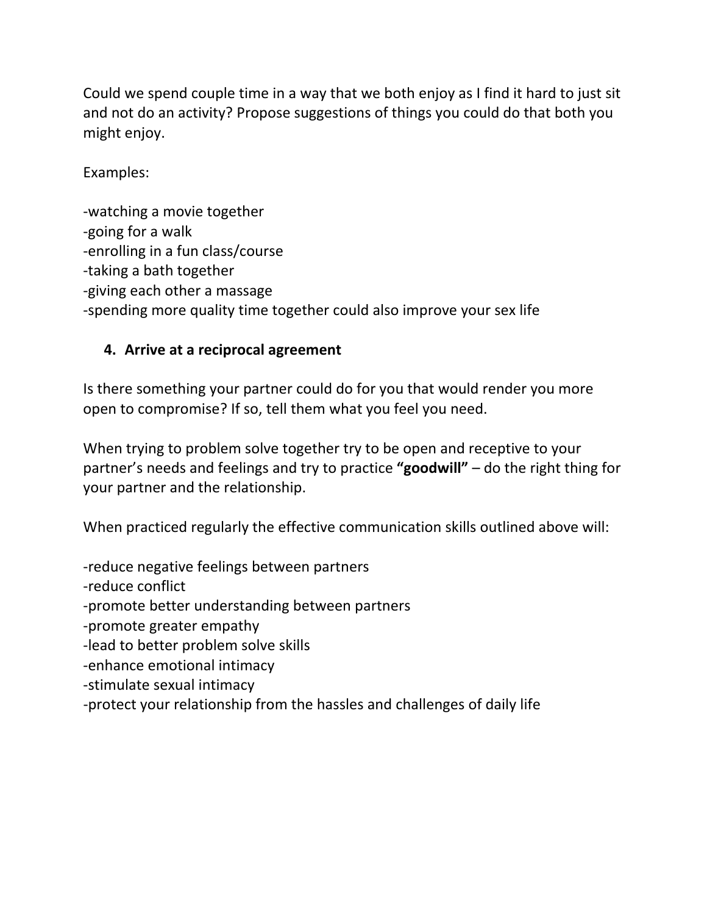Could we spend couple time in a way that we both enjoy as I find it hard to just sit and not do an activity? Propose suggestions of things you could do that both you might enjoy.

Examples:

-watching a movie together
-going for a walk
-enrolling in a fun class/course
-taking a bath together
-giving each other a massage
-spending more quality time together could also improve your sex life

4. **Arrive at a reciprocal agreement**

Is there something your partner could do for you that would render you more open to compromise? If so, tell them what you feel you need.

When trying to problem solve together try to be open and receptive to your partner's needs and feelings and try to practice **"goodwill"** – do the right thing for your partner and the relationship.

When practiced regularly the effective communication skills outlined above will:

-reduce negative feelings between partners
-reduce conflict
-promote better understanding between partners
-promote greater empathy
-lead to better problem solve skills
-enhance emotional intimacy
-stimulate sexual intimacy
-protect your relationship from the hassles and challenges of daily life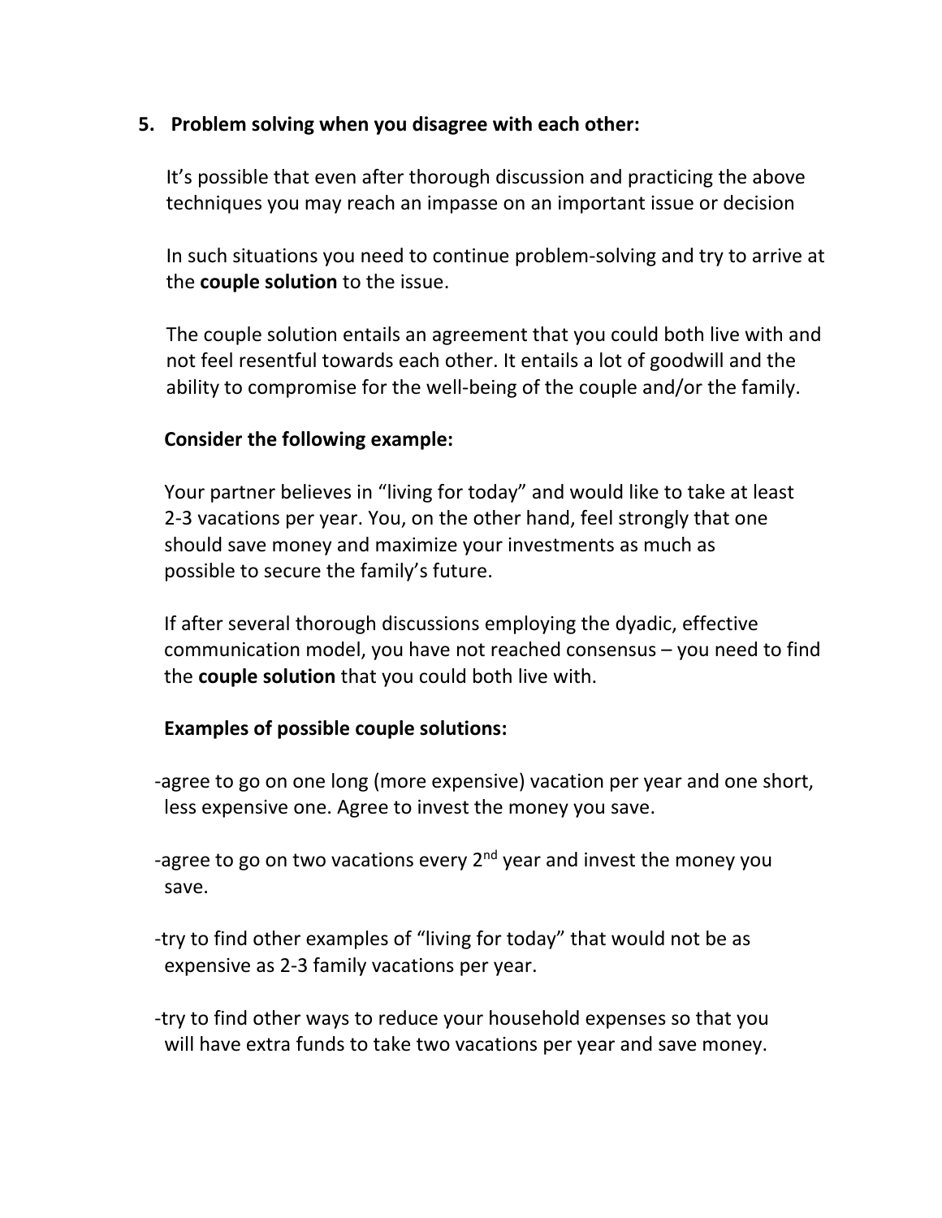5. **Problem solving when you disagree with each other:**

It's possible that even after thorough discussion and practicing the above techniques you may reach an impasse on an important issue or decision

In such situations you need to continue problem-solving and try to arrive at the **couple solution** to the issue.

The couple solution entails an agreement that you could both live with and not feel resentful towards each other. It entails a lot of goodwill and the ability to compromise for the well-being of the couple and/or the family.

**Consider the following example:**

Your partner believes in "living for today" and would like to take at least 2-3 vacations per year. You, on the other hand, feel strongly that one should save money and maximize your investments as much as possible to secure the family's future.

If after several thorough discussions employing the dyadic, effective communication model, you have not reached consensus – you need to find the **couple solution** that you could both live with.

**Examples of possible couple solutions:**

-agree to go on one long (more expensive) vacation per year and one short, less expensive one. Agree to invest the money you save.

-agree to go on two vacations every 2nd year and invest the money you save.

-try to find other examples of "living for today" that would not be as expensive as 2-3 family vacations per year.

-try to find other ways to reduce your household expenses so that you will have extra funds to take two vacations per year and save money.